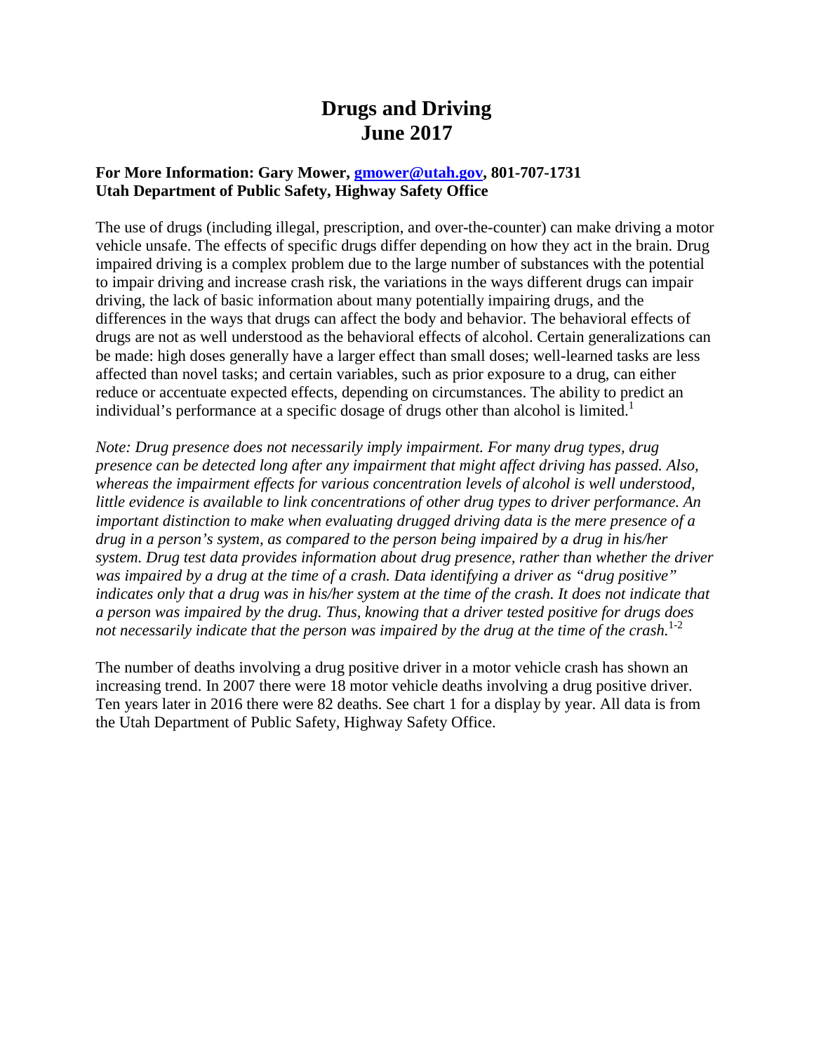# Drugs and Driving
# June 2017

**For More Information: Gary Mower, [gmower@utah.gov](mailto:gmower@utah.gov), 801-707-1731**
**Utah Department of Public Safety, Highway Safety Office**

The use of drugs (including illegal, prescription, and over-the-counter) can make driving a motor vehicle unsafe. The effects of specific drugs differ depending on how they act in the brain. Drug impaired driving is a complex problem due to the large number of substances with the potential to impair driving and increase crash risk, the variations in the ways different drugs can impair driving, the lack of basic information about many potentially impairing drugs, and the differences in the ways that drugs can affect the body and behavior. The behavioral effects of drugs are not as well understood as the behavioral effects of alcohol. Certain generalizations can be made: high doses generally have a larger effect than small doses; well-learned tasks are less affected than novel tasks; and certain variables, such as prior exposure to a drug, can either reduce or accentuate expected effects, depending on circumstances. The ability to predict an individual's performance at a specific dosage of drugs other than alcohol is limited.[1]

*Note: Drug presence does not necessarily imply impairment. For many drug types, drug presence can be detected long after any impairment that might affect driving has passed. Also, whereas the impairment effects for various concentration levels of alcohol is well understood, little evidence is available to link concentrations of other drug types to driver performance. An important distinction to make when evaluating drugged driving data is the mere presence of a drug in a person's system, as compared to the person being impaired by a drug in his/her system. Drug test data provides information about drug presence, rather than whether the driver was impaired by a drug at the time of a crash. Data identifying a driver as "drug positive" indicates only that a drug was in his/her system at the time of the crash. It does not indicate that a person was impaired by the drug. Thus, knowing that a driver tested positive for drugs does not necessarily indicate that the person was impaired by the drug at the time of the crash.*[1-2]

The number of deaths involving a drug positive driver in a motor vehicle crash has shown an increasing trend. In 2007 there were 18 motor vehicle deaths involving a drug positive driver. Ten years later in 2016 there were 82 deaths. See chart 1 for a display by year. All data is from the Utah Department of Public Safety, Highway Safety Office.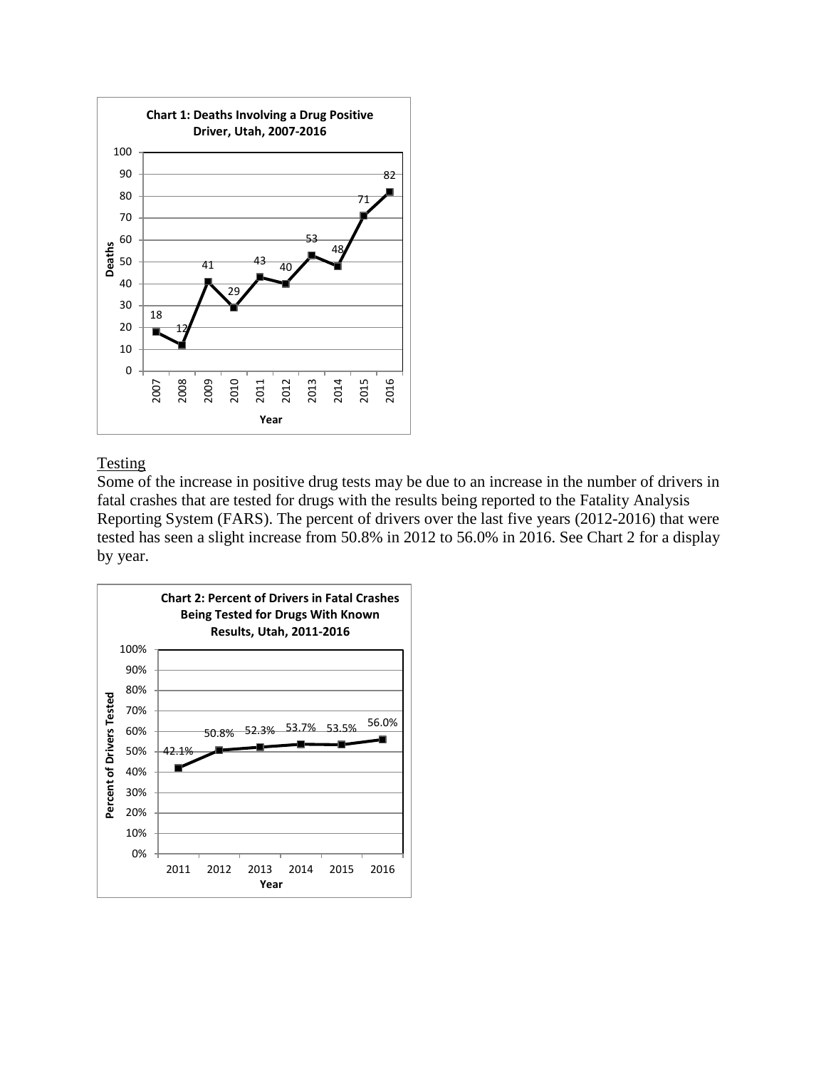**Chart 1: Deaths Involving a Drug Positive Driver, Utah, 2007-2016**

| Year | Deaths |
|---|---|
| 2007 | 18 |
| 2008 | 12 |
| 2009 | 41 |
| 2010 | 29 |
| 2011 | 43 |
| 2012 | 40 |
| 2013 | 53 |
| 2014 | 48 |
| 2015 | 71 |
| 2016 | 82 |

## Testing

Some of the increase in positive drug tests may be due to an increase in the number of drivers in fatal crashes that are tested for drugs with the results being reported to the Fatality Analysis Reporting System (FARS). The percent of drivers over the last five years (2012-2016) that were tested has seen a slight increase from 50.8% in 2012 to 56.0% in 2016. See Chart 2 for a display by year.

**Chart 2: Percent of Drivers in Fatal Crashes Being Tested for Drugs With Known Results, Utah, 2011-2016**

| Year | Percent of Drivers Tested |
|---|---|
| 2011 | 42.1% |
| 2012 | 50.8% |
| 2013 | 52.3% |
| 2014 | 53.7% |
| 2015 | 53.5% |
| 2016 | 56.0% |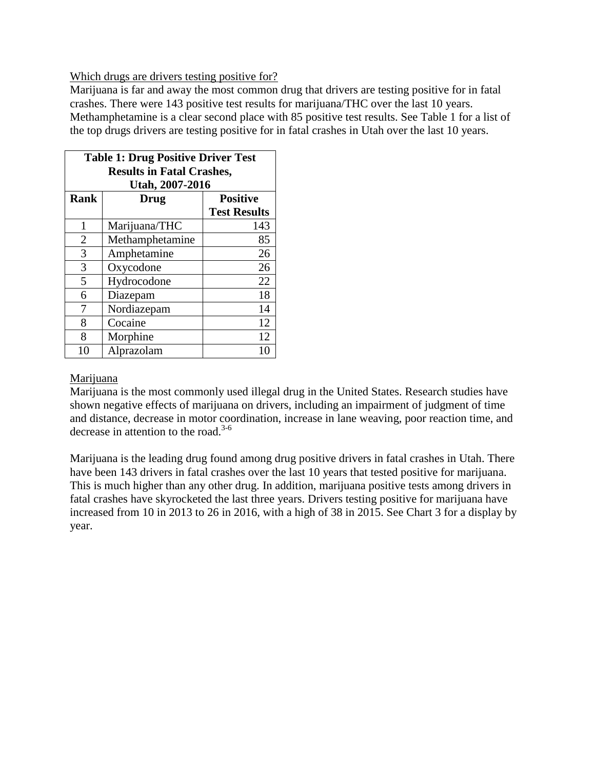Which drugs are drivers testing positive for?

Marijuana is far and away the most common drug that drivers are testing positive for in fatal crashes. There were 143 positive test results for marijuana/THC over the last 10 years. Methamphetamine is a clear second place with 85 positive test results. See Table 1 for a list of the top drugs drivers are testing positive for in fatal crashes in Utah over the last 10 years.

**Table 1: Drug Positive Driver Test Results in Fatal Crashes, Utah, 2007-2016**

| Rank | Drug | Positive Test Results |
|---|---|---|
| 1 | Marijuana/THC | 143 |
| 2 | Methamphetamine | 85 |
| 3 | Amphetamine | 26 |
| 3 | Oxycodone | 26 |
| 5 | Hydrocodone | 22 |
| 6 | Diazepam | 18 |
| 7 | Nordiazepam | 14 |
| 8 | Cocaine | 12 |
| 8 | Morphine | 12 |
| 10 | Alprazolam | 10 |

Marijuana

Marijuana is the most commonly used illegal drug in the United States. Research studies have shown negative effects of marijuana on drivers, including an impairment of judgment of time and distance, decrease in motor coordination, increase in lane weaving, poor reaction time, and decrease in attention to the road.[3-6]

Marijuana is the leading drug found among drug positive drivers in fatal crashes in Utah. There have been 143 drivers in fatal crashes over the last 10 years that tested positive for marijuana. This is much higher than any other drug. In addition, marijuana positive tests among drivers in fatal crashes have skyrocketed the last three years. Drivers testing positive for marijuana have increased from 10 in 2013 to 26 in 2016, with a high of 38 in 2015. See Chart 3 for a display by year.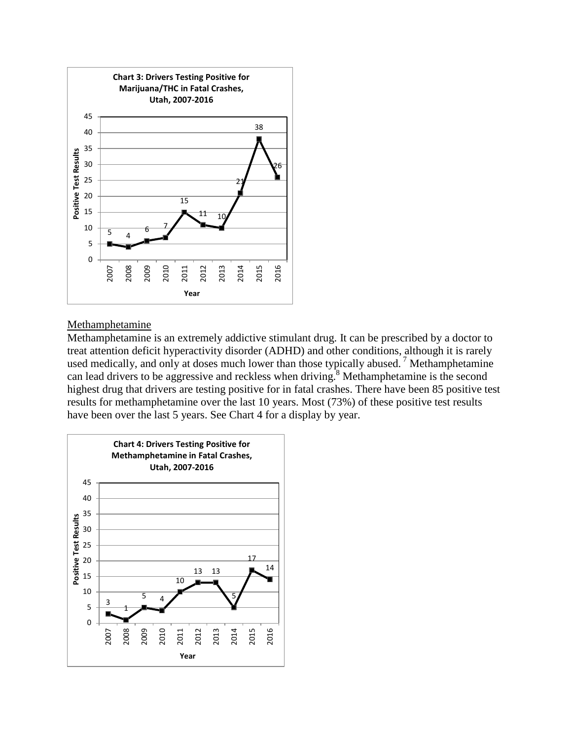**Chart 3: Drivers Testing Positive for Marijuana/THC in Fatal Crashes, Utah, 2007-2016**

| Year | Positive Test Results |
| --- | --- |
| 2007 | 5 |
| 2008 | 4 |
| 2009 | 6 |
| 2010 | 7 |
| 2011 | 15 |
| 2012 | 11 |
| 2013 | 10 |
| 2014 | 21 |
| 2015 | 38 |
| 2016 | 26 |

Methamphetamine

Methamphetamine is an extremely addictive stimulant drug. It can be prescribed by a doctor to treat attention deficit hyperactivity disorder (ADHD) and other conditions, although it is rarely used medically, and only at doses much lower than those typically abused.[7] Methamphetamine can lead drivers to be aggressive and reckless when driving.[8] Methamphetamine is the second highest drug that drivers are testing positive for in fatal crashes. There have been 85 positive test results for methamphetamine over the last 10 years. Most (73%) of these positive test results have been over the last 5 years. See Chart 4 for a display by year.

**Chart 4: Drivers Testing Positive for Methamphetamine in Fatal Crashes, Utah, 2007-2016**

| Year | Positive Test Results |
| --- | --- |
| 2007 | 3 |
| 2008 | 1 |
| 2009 | 5 |
| 2010 | 4 |
| 2011 | 10 |
| 2012 | 13 |
| 2013 | 13 |
| 2014 | 5 |
| 2015 | 17 |
| 2016 | 14 |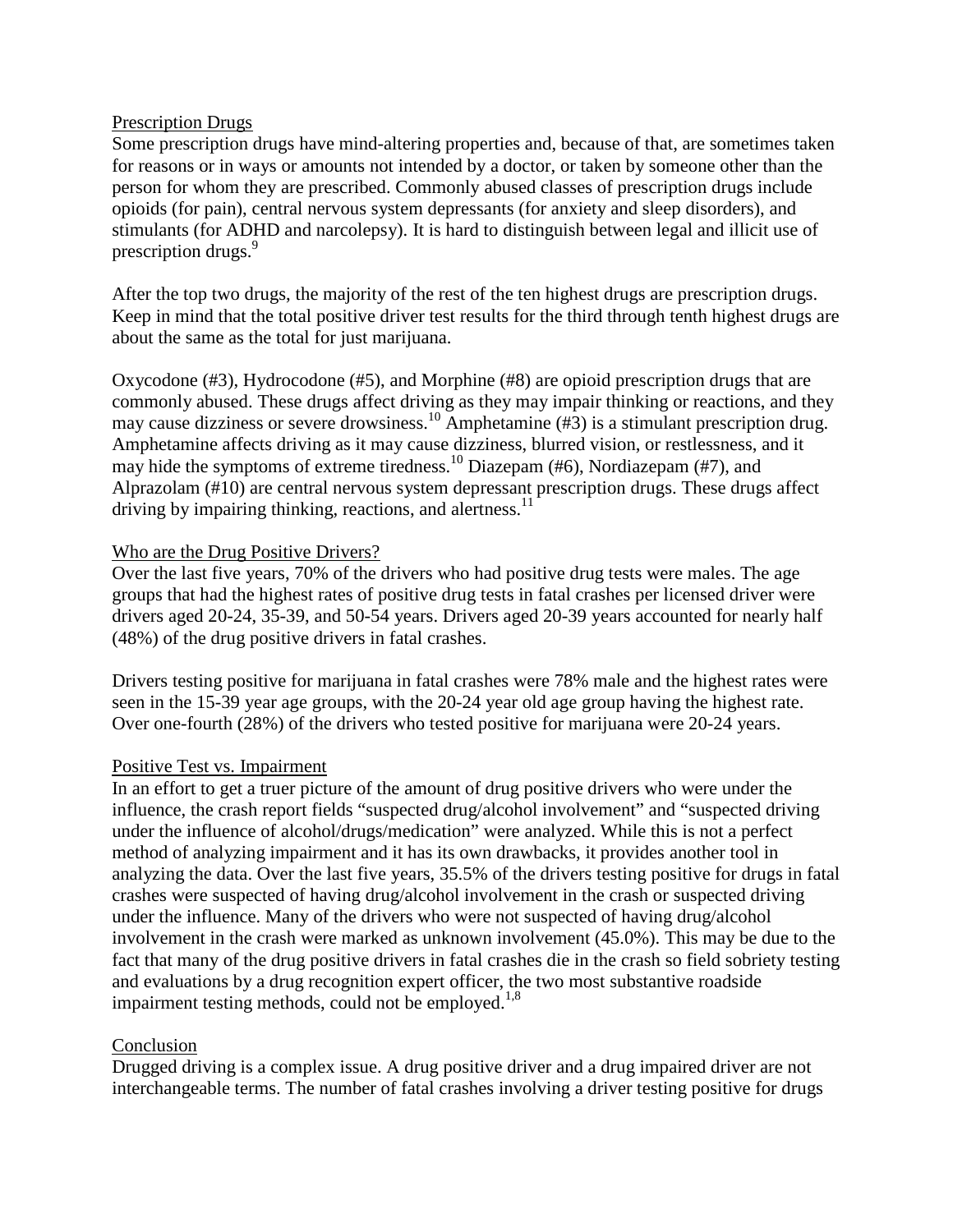## Prescription Drugs

Some prescription drugs have mind-altering properties and, because of that, are sometimes taken for reasons or in ways or amounts not intended by a doctor, or taken by someone other than the person for whom they are prescribed. Commonly abused classes of prescription drugs include opioids (for pain), central nervous system depressants (for anxiety and sleep disorders), and stimulants (for ADHD and narcolepsy). It is hard to distinguish between legal and illicit use of prescription drugs.[9]

After the top two drugs, the majority of the rest of the ten highest drugs are prescription drugs. Keep in mind that the total positive driver test results for the third through tenth highest drugs are about the same as the total for just marijuana.

Oxycodone (#3), Hydrocodone (#5), and Morphine (#8) are opioid prescription drugs that are commonly abused. These drugs affect driving as they may impair thinking or reactions, and they may cause dizziness or severe drowsiness.[10] Amphetamine (#3) is a stimulant prescription drug. Amphetamine affects driving as it may cause dizziness, blurred vision, or restlessness, and it may hide the symptoms of extreme tiredness.[10] Diazepam (#6), Nordiazepam (#7), and Alprazolam (#10) are central nervous system depressant prescription drugs. These drugs affect driving by impairing thinking, reactions, and alertness.[11]

## Who are the Drug Positive Drivers?

Over the last five years, 70% of the drivers who had positive drug tests were males. The age groups that had the highest rates of positive drug tests in fatal crashes per licensed driver were drivers aged 20-24, 35-39, and 50-54 years. Drivers aged 20-39 years accounted for nearly half (48%) of the drug positive drivers in fatal crashes.

Drivers testing positive for marijuana in fatal crashes were 78% male and the highest rates were seen in the 15-39 year age groups, with the 20-24 year old age group having the highest rate. Over one-fourth (28%) of the drivers who tested positive for marijuana were 20-24 years.

## Positive Test vs. Impairment

In an effort to get a truer picture of the amount of drug positive drivers who were under the influence, the crash report fields "suspected drug/alcohol involvement" and "suspected driving under the influence of alcohol/drugs/medication" were analyzed. While this is not a perfect method of analyzing impairment and it has its own drawbacks, it provides another tool in analyzing the data. Over the last five years, 35.5% of the drivers testing positive for drugs in fatal crashes were suspected of having drug/alcohol involvement in the crash or suspected driving under the influence. Many of the drivers who were not suspected of having drug/alcohol involvement in the crash were marked as unknown involvement (45.0%). This may be due to the fact that many of the drug positive drivers in fatal crashes die in the crash so field sobriety testing and evaluations by a drug recognition expert officer, the two most substantive roadside impairment testing methods, could not be employed.[1,8]

## Conclusion

Drugged driving is a complex issue. A drug positive driver and a drug impaired driver are not interchangeable terms. The number of fatal crashes involving a driver testing positive for drugs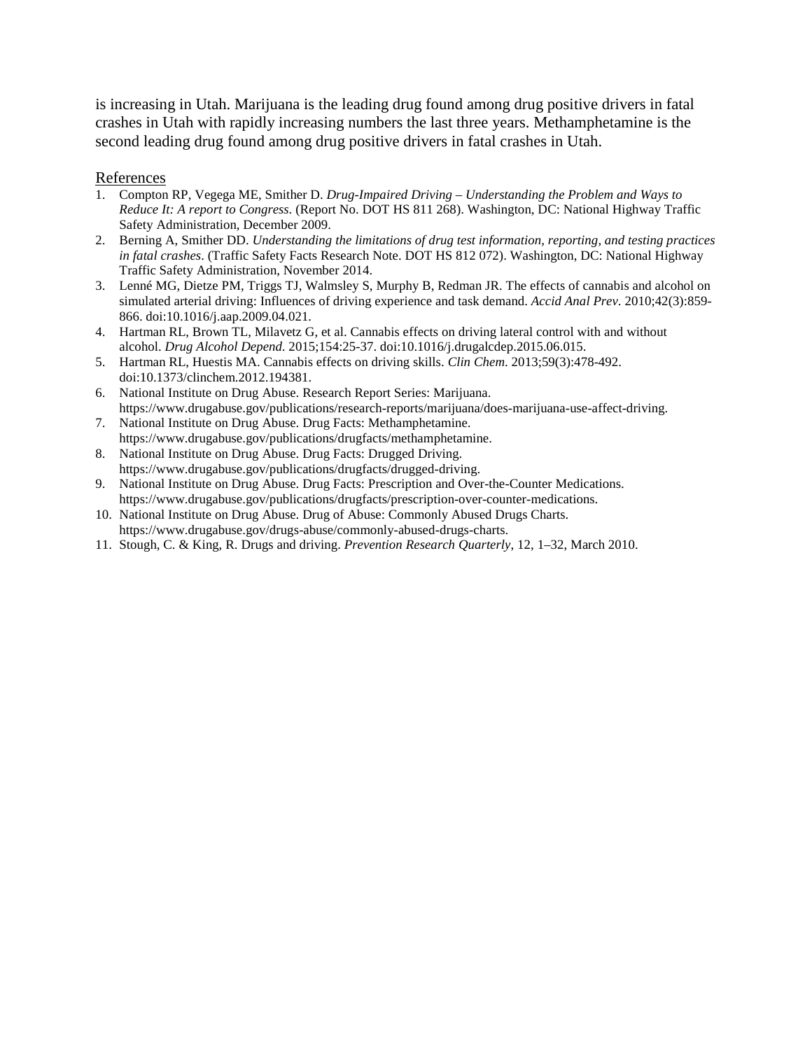is increasing in Utah. Marijuana is the leading drug found among drug positive drivers in fatal crashes in Utah with rapidly increasing numbers the last three years. Methamphetamine is the second leading drug found among drug positive drivers in fatal crashes in Utah.

References

1. Compton RP, Vegega ME, Smither D. *Drug-Impaired Driving – Understanding the Problem and Ways to Reduce It: A report to Congress.* (Report No. DOT HS 811 268). Washington, DC: National Highway Traffic Safety Administration, December 2009.
2. Berning A, Smither DD. *Understanding the limitations of drug test information, reporting, and testing practices in fatal crashes*. (Traffic Safety Facts Research Note. DOT HS 812 072). Washington, DC: National Highway Traffic Safety Administration, November 2014.
3. Lenné MG, Dietze PM, Triggs TJ, Walmsley S, Murphy B, Redman JR. The effects of cannabis and alcohol on simulated arterial driving: Influences of driving experience and task demand. *Accid Anal Prev*. 2010;42(3):859-866. doi:10.1016/j.aap.2009.04.021.
4. Hartman RL, Brown TL, Milavetz G, et al. Cannabis effects on driving lateral control with and without alcohol. *Drug Alcohol Depend*. 2015;154:25-37. doi:10.1016/j.drugalcdep.2015.06.015.
5. Hartman RL, Huestis MA. Cannabis effects on driving skills. *Clin Chem*. 2013;59(3):478-492. doi:10.1373/clinchem.2012.194381.
6. National Institute on Drug Abuse. Research Report Series: Marijuana. https://www.drugabuse.gov/publications/research-reports/marijuana/does-marijuana-use-affect-driving.
7. National Institute on Drug Abuse. Drug Facts: Methamphetamine. https://www.drugabuse.gov/publications/drugfacts/methamphetamine.
8. National Institute on Drug Abuse. Drug Facts: Drugged Driving. https://www.drugabuse.gov/publications/drugfacts/drugged-driving.
9. National Institute on Drug Abuse. Drug Facts: Prescription and Over-the-Counter Medications. https://www.drugabuse.gov/publications/drugfacts/prescription-over-counter-medications.
10. National Institute on Drug Abuse. Drug of Abuse: Commonly Abused Drugs Charts. https://www.drugabuse.gov/drugs-abuse/commonly-abused-drugs-charts.
11. Stough, C. & King, R. Drugs and driving. *Prevention Research Quarterly*, 12, 1–32, March 2010.